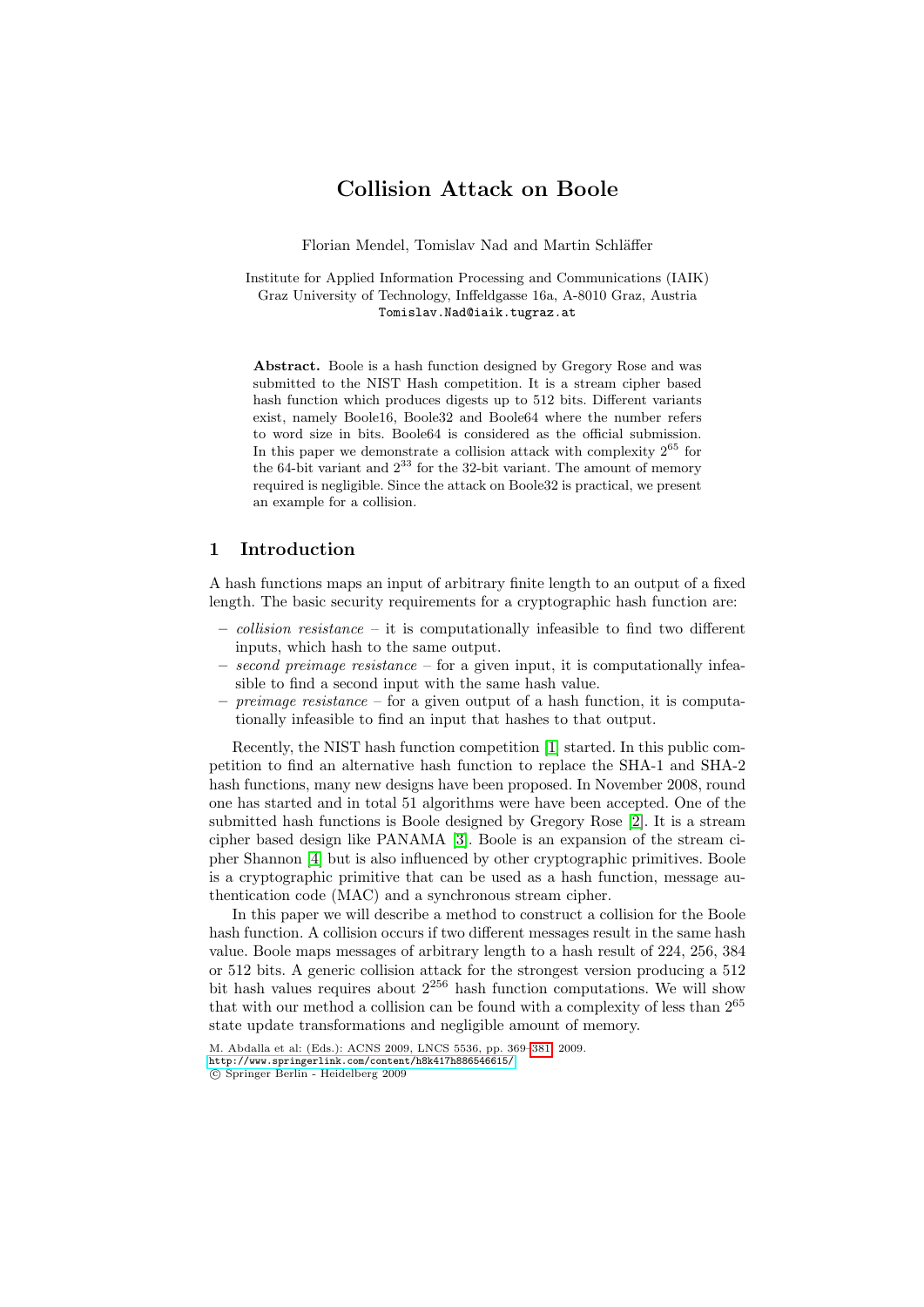# Collision Attack on Boole

Florian Mendel, Tomislav Nad and Martin Schläffer

Institute for Applied Information Processing and Communications (IAIK)
Graz University of Technology, Inffeldgasse 16a, A-8010 Graz, Austria
Tomislav.Nad@iaik.tugraz.at

**Abstract.** Boole is a hash function designed by Gregory Rose and was submitted to the NIST Hash competition. It is a stream cipher based hash function which produces digests up to 512 bits. Different variants exist, namely Boole16, Boole32 and Boole64 where the number refers to word size in bits. Boole64 is considered as the official submission. In this paper we demonstrate a collision attack with complexity $2^{65}$ for the 64-bit variant and $2^{33}$ for the 32-bit variant. The amount of memory required is negligible. Since the attack on Boole32 is practical, we present an example for a collision.

## 1 Introduction

A hash functions maps an input of arbitrary finite length to an output of a fixed length. The basic security requirements for a cryptographic hash function are:

- *collision resistance* – it is computationally infeasible to find two different inputs, which hash to the same output.
- *second preimage resistance* – for a given input, it is computationally infeasible to find a second input with the same hash value.
- *preimage resistance* – for a given output of a hash function, it is computationally infeasible to find an input that hashes to that output.

Recently, the NIST hash function competition [1] started. In this public competition to find an alternative hash function to replace the SHA-1 and SHA-2 hash functions, many new designs have been proposed. In November 2008, round one has started and in total 51 algorithms were have been accepted. One of the submitted hash functions is Boole designed by Gregory Rose [2]. It is a stream cipher based design like PANAMA [3]. Boole is an expansion of the stream cipher Shannon [4] but is also influenced by other cryptographic primitives. Boole is a cryptographic primitive that can be used as a hash function, message authentication code (MAC) and a synchronous stream cipher.

In this paper we will describe a method to construct a collision for the Boole hash function. A collision occurs if two different messages result in the same hash value. Boole maps messages of arbitrary length to a hash result of 224, 256, 384 or 512 bits. A generic collision attack for the strongest version producing a 512 bit hash values requires about $2^{256}$ hash function computations. We will show that with our method a collision can be found with a complexity of less than $2^{65}$ state update transformations and negligible amount of memory.

M. Abdalla et al: (Eds.): ACNS 2009, LNCS 5536, pp. 369–381, 2009.
http://www.springerlink.com/content/h8k417h886546615/
© Springer Berlin - Heidelberg 2009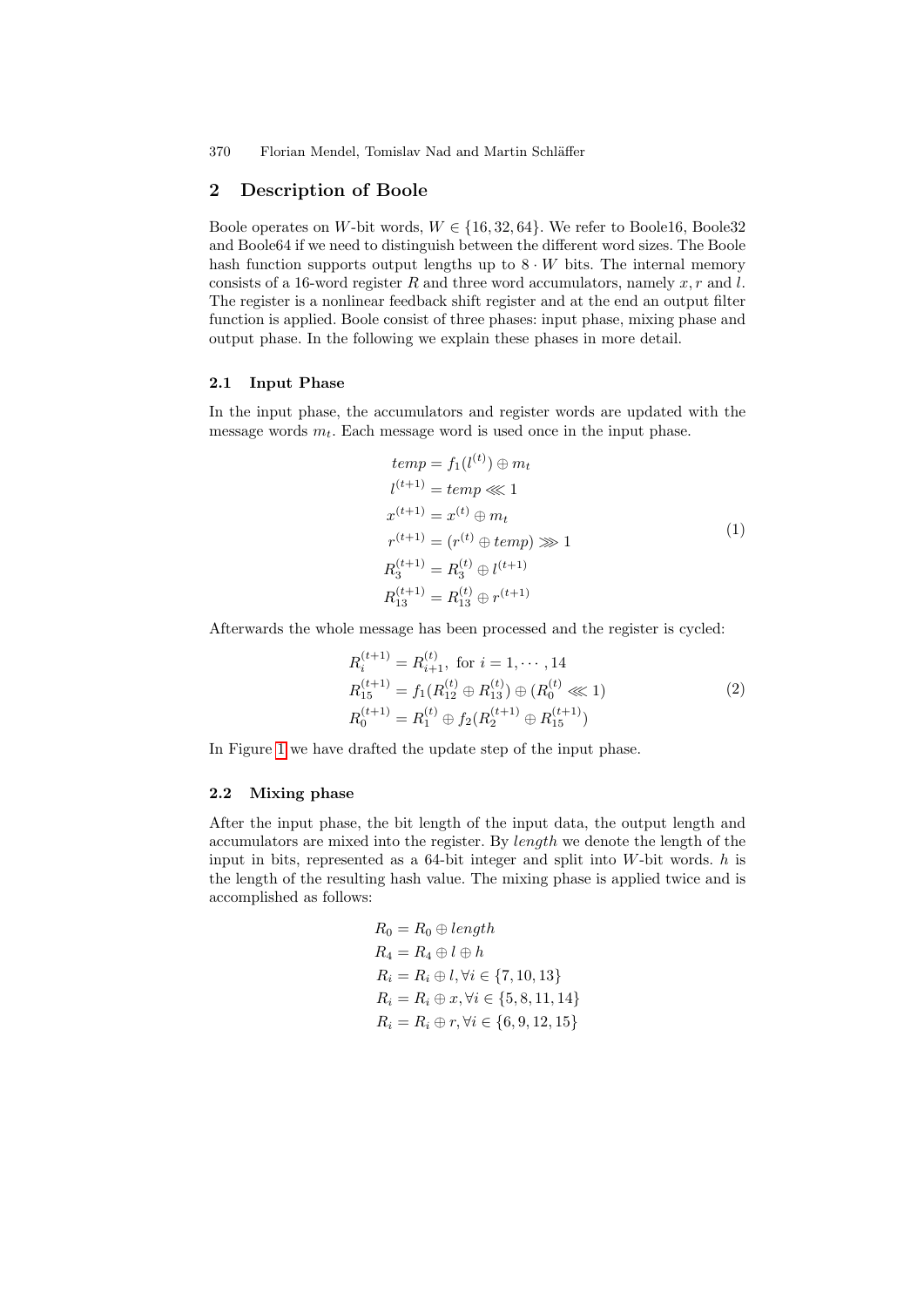## 2 Description of Boole

Boole operates on $W$-bit words, $W \in \{16, 32, 64\}$. We refer to Boole16, Boole32 and Boole64 if we need to distinguish between the different word sizes. The Boole hash function supports output lengths up to $8 \cdot W$ bits. The internal memory consists of a 16-word register $R$ and three word accumulators, namely $x, r$ and $l$. The register is a nonlinear feedback shift register and at the end an output filter function is applied. Boole consist of three phases: input phase, mixing phase and output phase. In the following we explain these phases in more detail.

### 2.1 Input Phase

In the input phase, the accumulators and register words are updated with the message words $m_t$. Each message word is used once in the input phase.

$$
\begin{aligned}
temp &= f_1(l^{(t)}) \oplus m_t \\
l^{(t+1)} &= temp \lll 1 \\
x^{(t+1)} &= x^{(t)} \oplus m_t \\
r^{(t+1)} &= (r^{(t)} \oplus temp) \ggg 1 \\
R_3^{(t+1)} &= R_3^{(t)} \oplus l^{(t+1)} \\
R_{13}^{(t+1)} &= R_{13}^{(t)} \oplus r^{(t+1)}
\end{aligned}
\tag{1}
$$

Afterwards the whole message has been processed and the register is cycled:

$$
\begin{aligned}
R_i^{(t+1)} &= R_{i+1}^{(t)}, \text{ for } i = 1, \cdots, 14 \\
R_{15}^{(t+1)} &= f_1(R_{12}^{(t)} \oplus R_{13}^{(t)}) \oplus (R_0^{(t)} \lll 1) \\
R_0^{(t+1)} &= R_1^{(t)} \oplus f_2(R_2^{(t+1)} \oplus R_{15}^{(t+1)})
\end{aligned}
\tag{2}
$$

In Figure 1 we have drafted the update step of the input phase.

### 2.2 Mixing phase

After the input phase, the bit length of the input data, the output length and accumulators are mixed into the register. By *length* we denote the length of the input in bits, represented as a 64-bit integer and split into $W$-bit words. $h$ is the length of the resulting hash value. The mixing phase is applied twice and is accomplished as follows:

$$
\begin{aligned}
R_0 &= R_0 \oplus length \\
R_4 &= R_4 \oplus l \oplus h \\
R_i &= R_i \oplus l, \forall i \in \{7, 10, 13\} \\
R_i &= R_i \oplus x, \forall i \in \{5, 8, 11, 14\} \\
R_i &= R_i \oplus r, \forall i \in \{6, 9, 12, 15\}
\end{aligned}
$$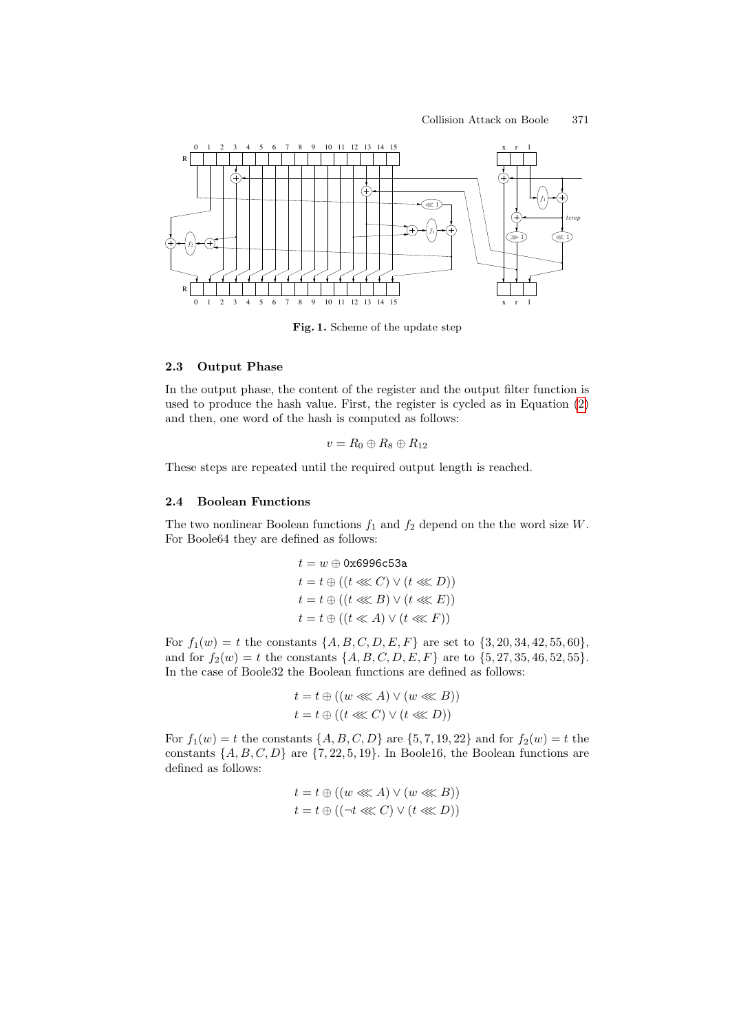**Fig. 1.** Scheme of the update step

### 2.3 Output Phase

In the output phase, the content of the register and the output filter function is used to produce the hash value. First, the register is cycled as in Equation (2) and then, one word of the hash is computed as follows:

$$v = R_0 \oplus R_8 \oplus R_{12}$$

These steps are repeated until the required output length is reached.

### 2.4 Boolean Functions

The two nonlinear Boolean functions $f_1$ and $f_2$ depend on the the word size $W$. For Boole64 they are defined as follows:

$$\begin{aligned} t &= w \oplus \texttt{0x6996c53a} \\ t &= t \oplus ((t \lll C) \vee (t \lll D)) \\ t &= t \oplus ((t \lll B) \vee (t \lll E)) \\ t &= t \oplus ((t \ll A) \vee (t \lll F)) \end{aligned}$$

For $f_1(w) = t$ the constants $\{A, B, C, D, E, F\}$ are set to $\{3, 20, 34, 42, 55, 60\}$, and for $f_2(w) = t$ the constants $\{A, B, C, D, E, F\}$ are to $\{5, 27, 35, 46, 52, 55\}$. In the case of Boole32 the Boolean functions are defined as follows:

$$\begin{aligned} t &= t \oplus ((w \lll A) \vee (w \lll B)) \\ t &= t \oplus ((t \lll C) \vee (t \lll D)) \end{aligned}$$

For $f_1(w) = t$ the constants $\{A, B, C, D\}$ are $\{5, 7, 19, 22\}$ and for $f_2(w) = t$ the constants $\{A, B, C, D\}$ are $\{7, 22, 5, 19\}$. In Boole16, the Boolean functions are defined as follows:

$$\begin{aligned} t &= t \oplus ((w \lll A) \vee (w \lll B)) \\ t &= t \oplus ((\neg t \lll C) \vee (t \lll D)) \end{aligned}$$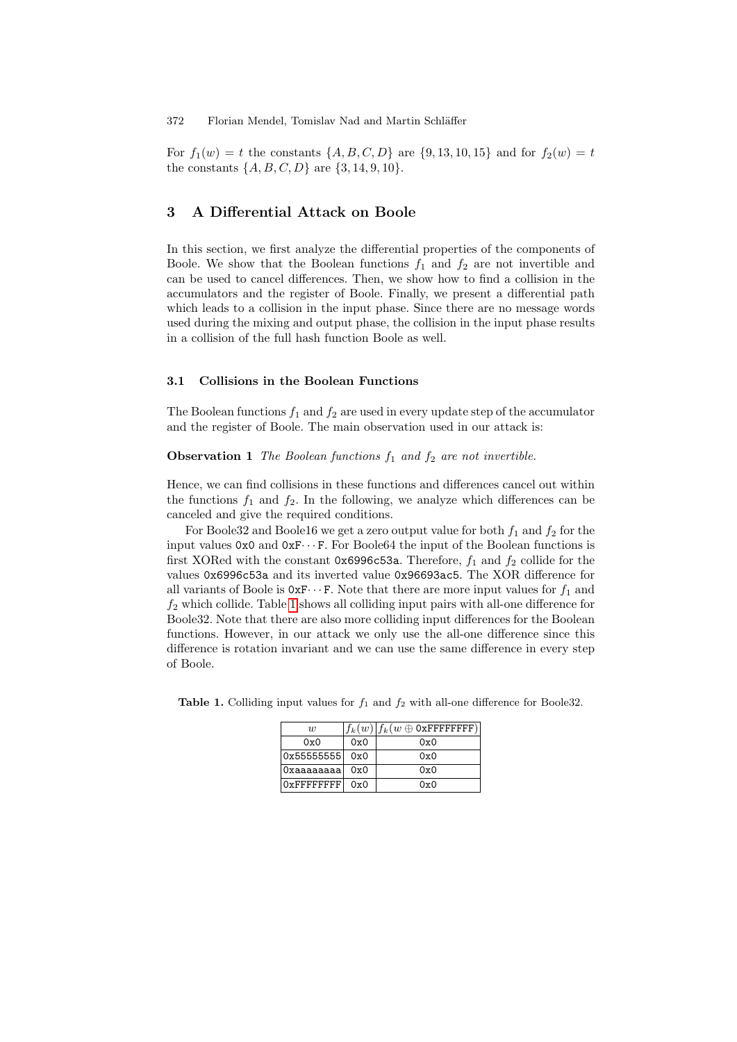For $f_1(w) = t$ the constants $\{A, B, C, D\}$ are $\{9, 13, 10, 15\}$ and for $f_2(w) = t$ the constants $\{A, B, C, D\}$ are $\{3, 14, 9, 10\}$.

## 3 A Differential Attack on Boole

In this section, we first analyze the differential properties of the components of Boole. We show that the Boolean functions $f_1$ and $f_2$ are not invertible and can be used to cancel differences. Then, we show how to find a collision in the accumulators and the register of Boole. Finally, we present a differential path which leads to a collision in the input phase. Since there are no message words used during the mixing and output phase, the collision in the input phase results in a collision of the full hash function Boole as well.

### 3.1 Collisions in the Boolean Functions

The Boolean functions $f_1$ and $f_2$ are used in every update step of the accumulator and the register of Boole. The main observation used in our attack is:

**Observation 1** *The Boolean functions $f_1$ and $f_2$ are not invertible.*

Hence, we can find collisions in these functions and differences cancel out within the functions $f_1$ and $f_2$. In the following, we analyze which differences can be canceled and give the required conditions.

For Boole32 and Boole16 we get a zero output value for both $f_1$ and $f_2$ for the input values `0x0` and `0xF···F`. For Boole64 the input of the Boolean functions is first XORed with the constant `0x6996c53a`. Therefore, $f_1$ and $f_2$ collide for the values `0x6996c53a` and its inverted value `0x96693ac5`. The XOR difference for all variants of Boole is `0xF···F`. Note that there are more input values for $f_1$ and $f_2$ which collide. Table 1 shows all colliding input pairs with all-one difference for Boole32. Note that there are also more colliding input differences for the Boolean functions. However, in our attack we only use the all-one difference since this difference is rotation invariant and we can use the same difference in every step of Boole.

**Table 1.** Colliding input values for $f_1$ and $f_2$ with all-one difference for Boole32.

| $w$ | $f_k(w)$ | $f_k(w \oplus$ `0xFFFFFFFF`$)$ |
|---|---|---|
| `0x0` | `0x0` | `0x0` |
| `0x55555555` | `0x0` | `0x0` |
| `0xaaaaaaaa` | `0x0` | `0x0` |
| `0xFFFFFFFF` | `0x0` | `0x0` |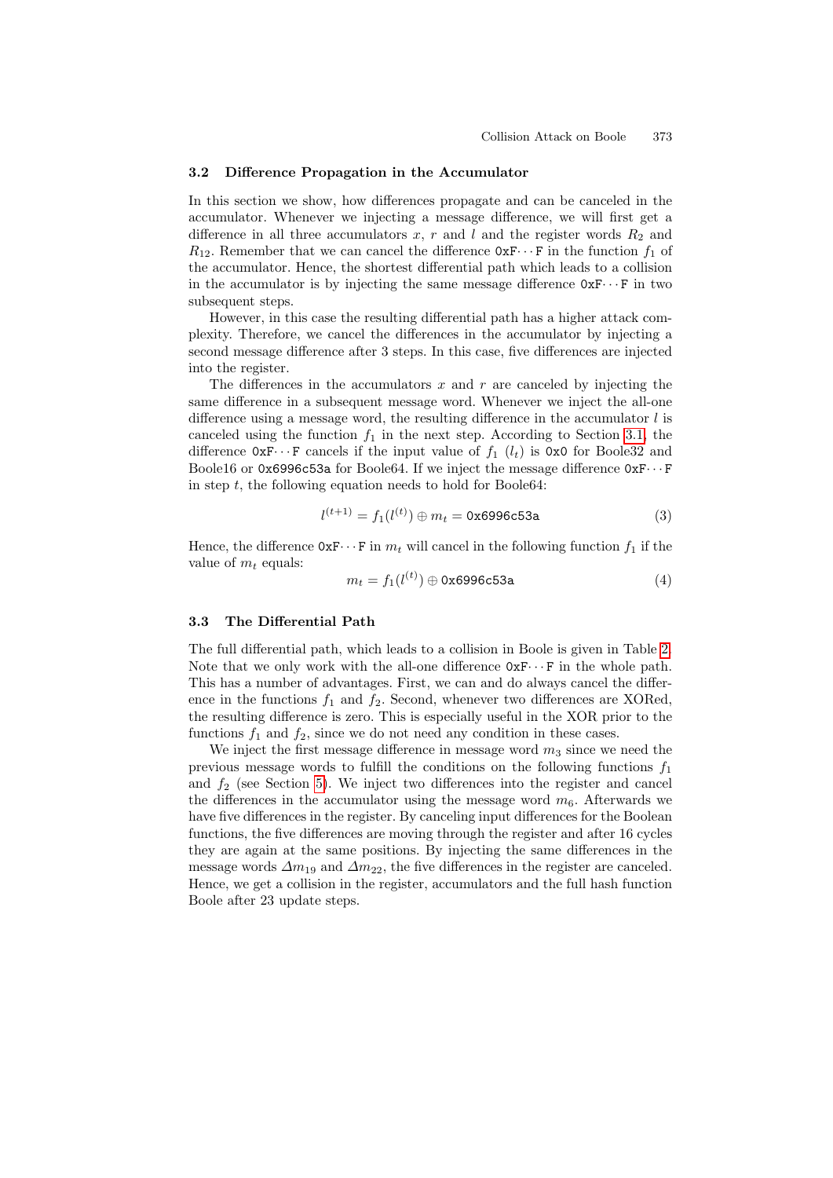### 3.2 Difference Propagation in the Accumulator

In this section we show, how differences propagate and can be canceled in the accumulator. Whenever we injecting a message difference, we will first get a difference in all three accumulators $x$, $r$ and $l$ and the register words $R_2$ and $R_{12}$. Remember that we can cancel the difference 0xF···F in the function $f_1$ of the accumulator. Hence, the shortest differential path which leads to a collision in the accumulator is by injecting the same message difference 0xF···F in two subsequent steps.

However, in this case the resulting differential path has a higher attack complexity. Therefore, we cancel the differences in the accumulator by injecting a second message difference after 3 steps. In this case, five differences are injected into the register.

The differences in the accumulators $x$ and $r$ are canceled by injecting the same difference in a subsequent message word. Whenever we inject the all-one difference using a message word, the resulting difference in the accumulator $l$ is canceled using the function $f_1$ in the next step. According to Section 3.1, the difference 0xF···F cancels if the input value of $f_1$ ($l_t$) is 0x0 for Boole32 and Boole16 or 0x6996c53a for Boole64. If we inject the message difference 0xF···F in step $t$, the following equation needs to hold for Boole64:

$$l^{(t+1)} = f_1(l^{(t)}) \oplus m_t = \texttt{0x6996c53a} \tag{3}$$

Hence, the difference 0xF···F in $m_t$ will cancel in the following function $f_1$ if the value of $m_t$ equals:

$$m_t = f_1(l^{(t)}) \oplus \texttt{0x6996c53a} \tag{4}$$

### 3.3 The Differential Path

The full differential path, which leads to a collision in Boole is given in Table 2. Note that we only work with the all-one difference 0xF···F in the whole path. This has a number of advantages. First, we can and do always cancel the difference in the functions $f_1$ and $f_2$. Second, whenever two differences are XORed, the resulting difference is zero. This is especially useful in the XOR prior to the functions $f_1$ and $f_2$, since we do not need any condition in these cases.

We inject the first message difference in message word $m_3$ since we need the previous message words to fulfill the conditions on the following functions $f_1$ and $f_2$ (see Section 5). We inject two differences into the register and cancel the differences in the accumulator using the message word $m_6$. Afterwards we have five differences in the register. By canceling input differences for the Boolean functions, the five differences are moving through the register and after 16 cycles they are again at the same positions. By injecting the same differences in the message words $\Delta m_{19}$ and $\Delta m_{22}$, the five differences in the register are canceled. Hence, we get a collision in the register, accumulators and the full hash function Boole after 23 update steps.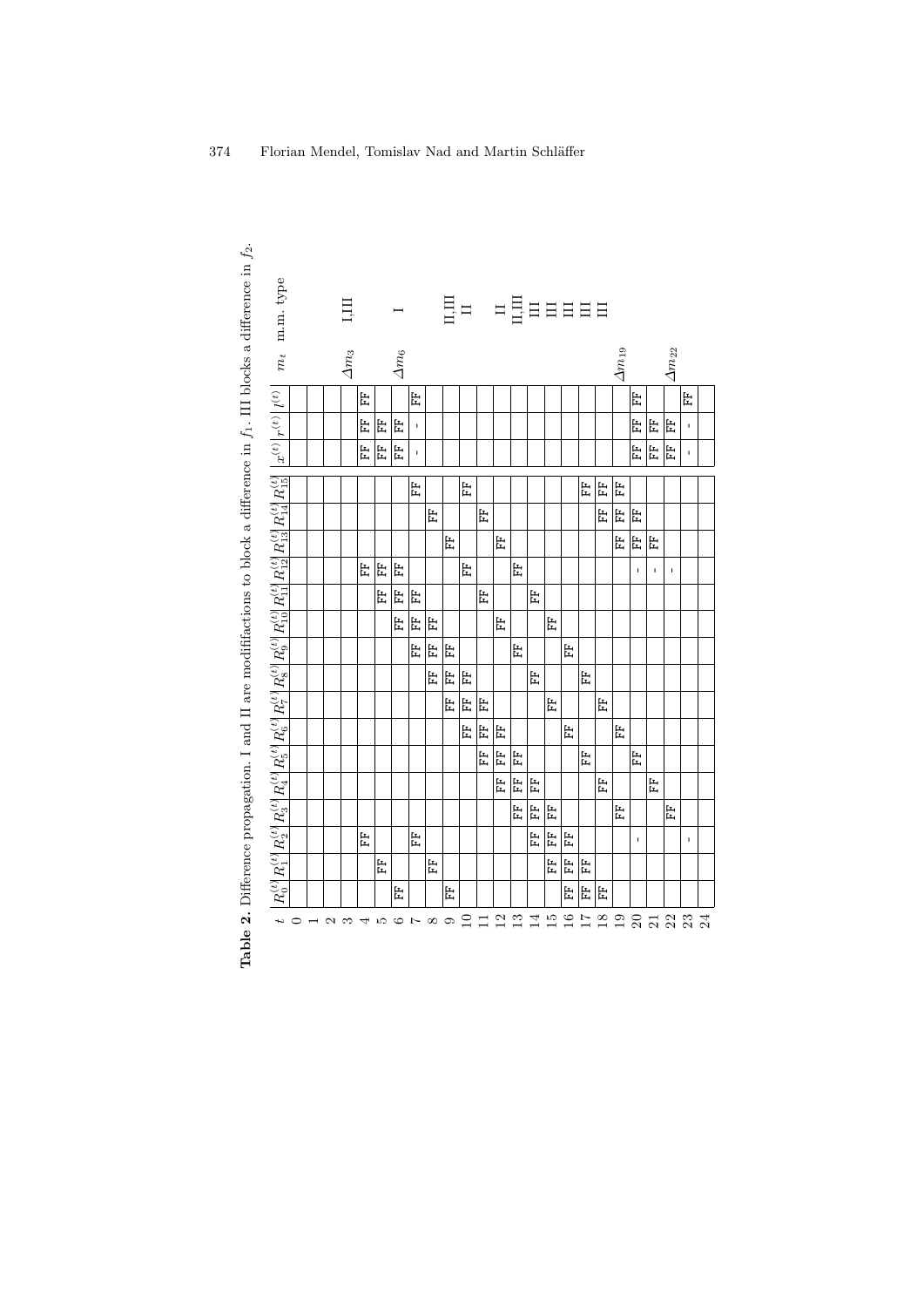**Table 2.** Difference propagation. I and II are modiffactions to block a difference in $f_1$. III blocks a difference in $f_2$.

| $t$ | $R_0^{(t)}$ | $R_1^{(t)}$ | $R_2^{(t)}$ | $R_3^{(t)}$ | $R_4^{(t)}$ | $R_5^{(t)}$ | $R_6^{(t)}$ | $R_7^{(t)}$ | $R_8^{(t)}$ | $R_9^{(t)}$ | $R_{10}^{(t)}$ | $R_{11}^{(t)}$ | $R_{12}^{(t)}$ | $R_{13}^{(t)}$ | $R_{14}^{(t)}$ | $R_{15}^{(t)}$ | $x^{(t)}$ | $r^{(t)}$ | $l^{(t)}$ | $m_t$ | m.m. type |
|---|---|---|---|---|---|---|---|---|---|---|---|---|---|---|---|---|---|---|---|---|---|
| 0 | | | | | | | | | | | | | | | | | | | | | |
| 1 | | | | | | | | | | | | | | | | | | | | | |
| 2 | | | | | | | | | | | | | | | | | | | | | |
| 3 | | | | | | | | | | | | | | | | | | | | $\Delta m_3$ | I,III |
| 4 | | | FF | | | | | | | | | | FF | | | | FF | FF | FF | | |
| 5 | | FF | | | | | | | | | | FF | FF | | | | FF | FF | | | |
| 6 | FF | | | | | | | | | | FF | FF | FF | | | | FF | FF | | $\Delta m_6$ | I |
| 7 | | | FF | | | | | | | FF | FF | FF | | | | FF | - | - | FF | | |
| 8 | | FF | | | | | | | FF | FF | FF | | | | FF | | | | | | |
| 9 | FF | | | | | | | FF | FF | FF | | | | FF | | | | | | | II,III |
| 10 | | | | | | | FF | FF | FF | | | | FF | | | FF | | | | | II |
| 11 | | | | | | FF | FF | FF | | | | FF | | | FF | | | | | | |
| 12 | | | | | FF | FF | FF | | | | FF | | | FF | | | | | | | II |
| 13 | | | | FF | FF | FF | | | | FF | | | FF | | | | | | | | II,III |
| 14 | | | FF | FF | FF | | | | FF | | | FF | | | | | | | | | III |
| 15 | | FF | FF | FF | | | | FF | | | FF | | | | | | | | | | III |
| 16 | FF | FF | FF | | | | FF | | | FF | | | | | | | | | | | III |
| 17 | FF | FF | | | | FF | | | FF | | | | | | | FF | | | | | III |
| 18 | FF | | | | FF | | | FF | | | | | | | FF | FF | | | | | III |
| 19 | | | | FF | | | FF | | | | | | | FF | FF | FF | | | | $\Delta m_{19}$ | |
| 20 | | | - | | | FF | | | | | | | - | FF | FF | | FF | FF | FF | | |
| 21 | | | | | FF | | | | | | | | - | FF | | | FF | FF | | | |
| 22 | | | | FF | | | | | | | | | - | | | | FF | FF | | $\Delta m_{22}$ | |
| 23 | | | - | | | | | | | | | | | | | | - | - | FF | | |
| 24 | | | | | | | | | | | | | | | | | | | | | |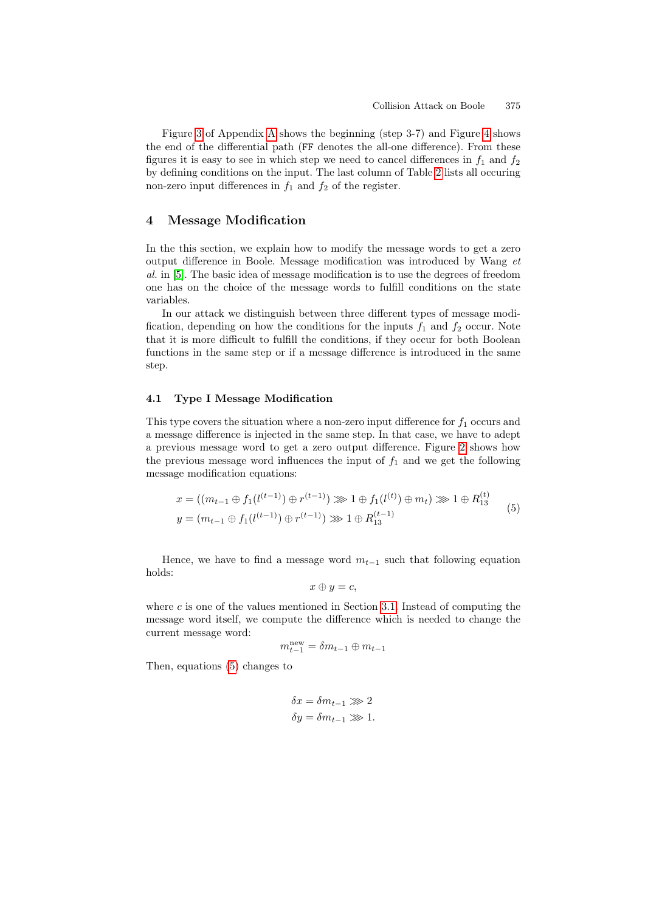Figure 3 of Appendix A shows the beginning (step 3-7) and Figure 4 shows the end of the differential path (FF denotes the all-one difference). From these figures it is easy to see in which step we need to cancel differences in $f_1$ and $f_2$ by defining conditions on the input. The last column of Table 2 lists all occuring non-zero input differences in $f_1$ and $f_2$ of the register.

## 4 Message Modification

In the this section, we explain how to modify the message words to get a zero output difference in Boole. Message modification was introduced by Wang *et al.* in [5]. The basic idea of message modification is to use the degrees of freedom one has on the choice of the message words to fulfill conditions on the state variables.

In our attack we distinguish between three different types of message modification, depending on how the conditions for the inputs $f_1$ and $f_2$ occur. Note that it is more difficult to fulfill the conditions, if they occur for both Boolean functions in the same step or if a message difference is introduced in the same step.

### 4.1 Type I Message Modification

This type covers the situation where a non-zero input difference for $f_1$ occurs and a message difference is injected in the same step. In that case, we have to adept a previous message word to get a zero output difference. Figure 2 shows how the previous message word influences the input of $f_1$ and we get the following message modification equations:

$$
\begin{aligned}
x &= ((m_{t-1} \oplus f_1(l^{(t-1)}) \oplus r^{(t-1)}) \ggg 1 \oplus f_1(l^{(t)}) \oplus m_t) \ggg 1 \oplus R_{13}^{(t)} \\
y &= (m_{t-1} \oplus f_1(l^{(t-1)}) \oplus r^{(t-1)}) \ggg 1 \oplus R_{13}^{(t-1)}
\end{aligned}
\tag{5}
$$

Hence, we have to find a message word $m_{t-1}$ such that following equation holds:

$$x \oplus y = c,$$

where $c$ is one of the values mentioned in Section 3.1. Instead of computing the message word itself, we compute the difference which is needed to change the current message word:

$$m_{t-1}^{\text{new}} = \delta m_{t-1} \oplus m_{t-1}$$

Then, equations (5) changes to

$$
\begin{aligned}
\delta x &= \delta m_{t-1} \ggg 2 \\
\delta y &= \delta m_{t-1} \ggg 1.
\end{aligned}
$$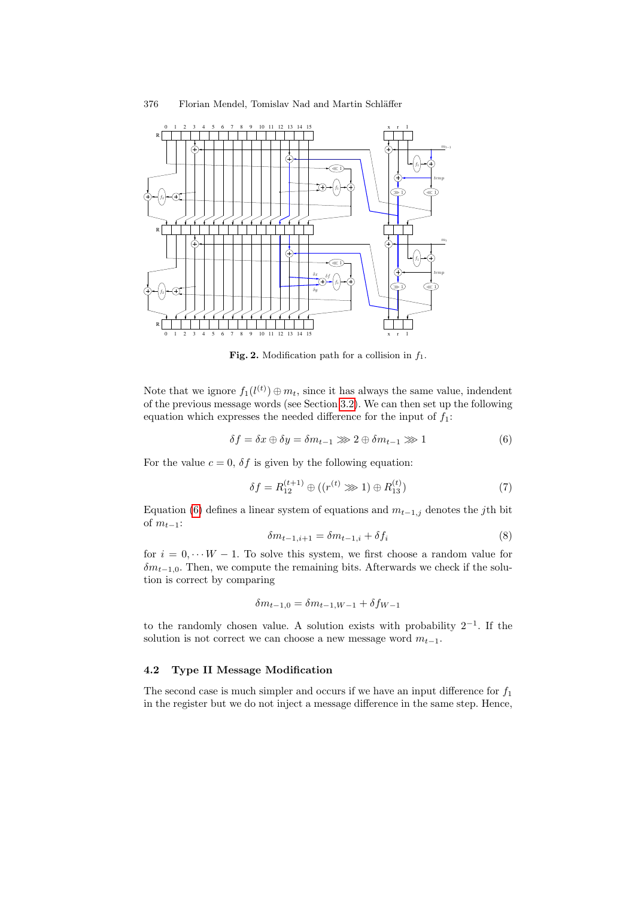**Fig. 2.** Modification path for a collision in $f_1$.

Note that we ignore $f_1(l^{(t)}) \oplus m_t$, since it has always the same value, indendent of the previous message words (see Section 3.2). We can then set up the following equation which expresses the needed difference for the input of $f_1$:

$$\delta f = \delta x \oplus \delta y = \delta m_{t-1} \ggg 2 \oplus \delta m_{t-1} \ggg 1 \tag{6}$$

For the value $c = 0$, $\delta f$ is given by the following equation:

$$\delta f = R_{12}^{(t+1)} \oplus ((r^{(t)} \ggg 1) \oplus R_{13}^{(t)}) \tag{7}$$

Equation (6) defines a linear system of equations and $m_{t-1,j}$ denotes the $j$th bit of $m_{t-1}$:

$$\delta m_{t-1,i+1} = \delta m_{t-1,i} + \delta f_i \tag{8}$$

for $i = 0, \cdots W-1$. To solve this system, we first choose a random value for $\delta m_{t-1,0}$. Then, we compute the remaining bits. Afterwards we check if the solution is correct by comparing

$$\delta m_{t-1,0} = \delta m_{t-1,W-1} + \delta f_{W-1}$$

to the randomly chosen value. A solution exists with probability $2^{-1}$. If the solution is not correct we can choose a new message word $m_{t-1}$.

### 4.2 Type II Message Modification

The second case is much simpler and occurs if we have an input difference for $f_1$ in the register but we do not inject a message difference in the same step. Hence,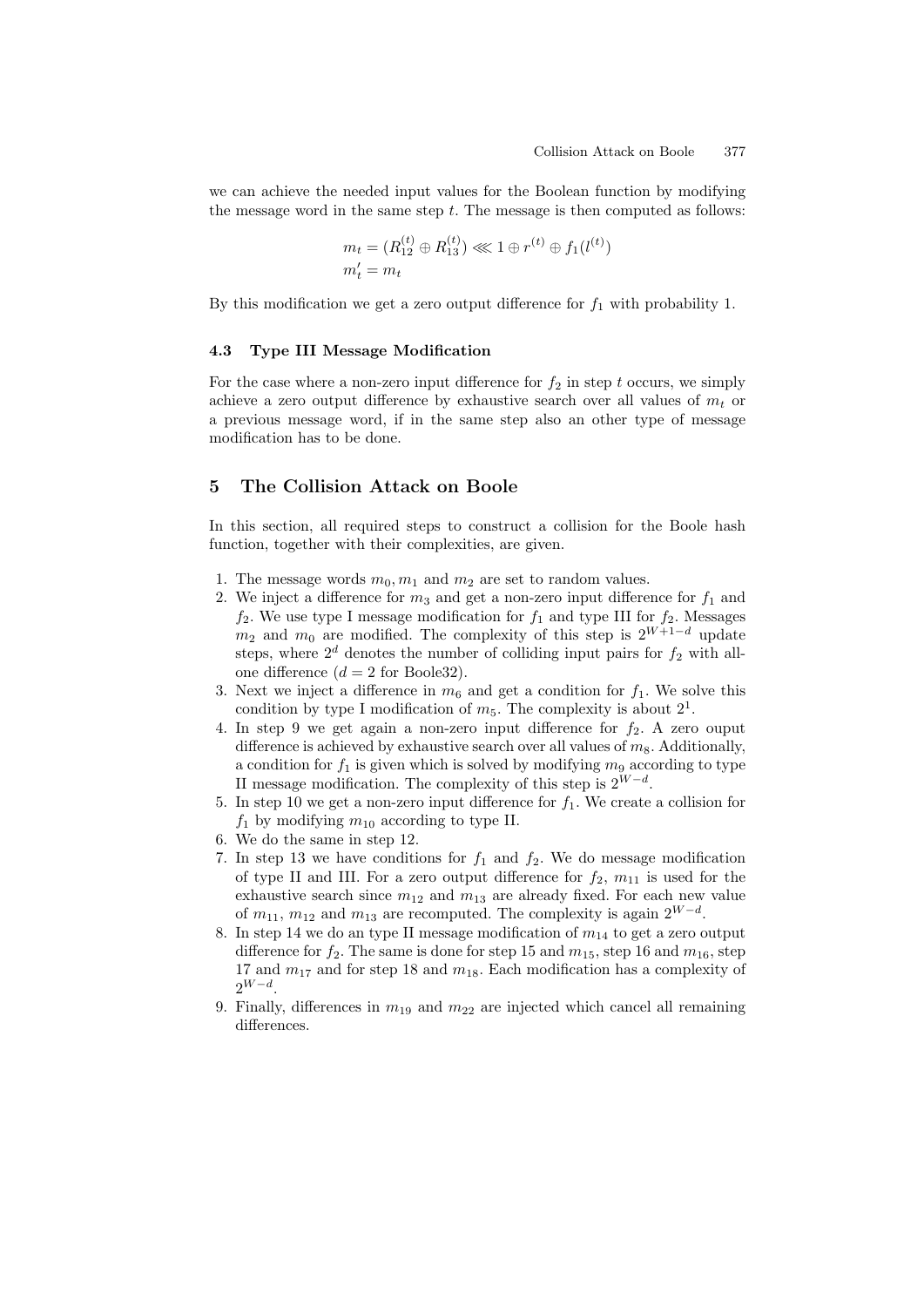we can achieve the needed input values for the Boolean function by modifying the message word in the same step $t$. The message is then computed as follows:

$$m_t = (R_{12}^{(t)} \oplus R_{13}^{(t)}) \lll 1 \oplus r^{(t)} \oplus f_1(l^{(t)})$$
$$m'_t = m_t$$

By this modification we get a zero output difference for $f_1$ with probability 1.

### 4.3 Type III Message Modification

For the case where a non-zero input difference for $f_2$ in step $t$ occurs, we simply achieve a zero output difference by exhaustive search over all values of $m_t$ or a previous message word, if in the same step also an other type of message modification has to be done.

## 5 The Collision Attack on Boole

In this section, all required steps to construct a collision for the Boole hash function, together with their complexities, are given.

1. The message words $m_0, m_1$ and $m_2$ are set to random values.
2. We inject a difference for $m_3$ and get a non-zero input difference for $f_1$ and $f_2$. We use type I message modification for $f_1$ and type III for $f_2$. Messages $m_2$ and $m_0$ are modified. The complexity of this step is $2^{W+1-d}$ update steps, where $2^d$ denotes the number of colliding input pairs for $f_2$ with all-one difference ($d = 2$ for Boole32).
3. Next we inject a difference in $m_6$ and get a condition for $f_1$. We solve this condition by type I modification of $m_5$. The complexity is about $2^1$.
4. In step 9 we get again a non-zero input difference for $f_2$. A zero ouput difference is achieved by exhaustive search over all values of $m_8$. Additionally, a condition for $f_1$ is given which is solved by modifying $m_9$ according to type II message modification. The complexity of this step is $2^{W-d}$.
5. In step 10 we get a non-zero input difference for $f_1$. We create a collision for $f_1$ by modifying $m_{10}$ according to type II.
6. We do the same in step 12.
7. In step 13 we have conditions for $f_1$ and $f_2$. We do message modification of type II and III. For a zero output difference for $f_2$, $m_{11}$ is used for the exhaustive search since $m_{12}$ and $m_{13}$ are already fixed. For each new value of $m_{11}$, $m_{12}$ and $m_{13}$ are recomputed. The complexity is again $2^{W-d}$.
8. In step 14 we do an type II message modification of $m_{14}$ to get a zero output difference for $f_2$. The same is done for step 15 and $m_{15}$, step 16 and $m_{16}$, step 17 and $m_{17}$ and for step 18 and $m_{18}$. Each modification has a complexity of $2^{W-d}$.
9. Finally, differences in $m_{19}$ and $m_{22}$ are injected which cancel all remaining differences.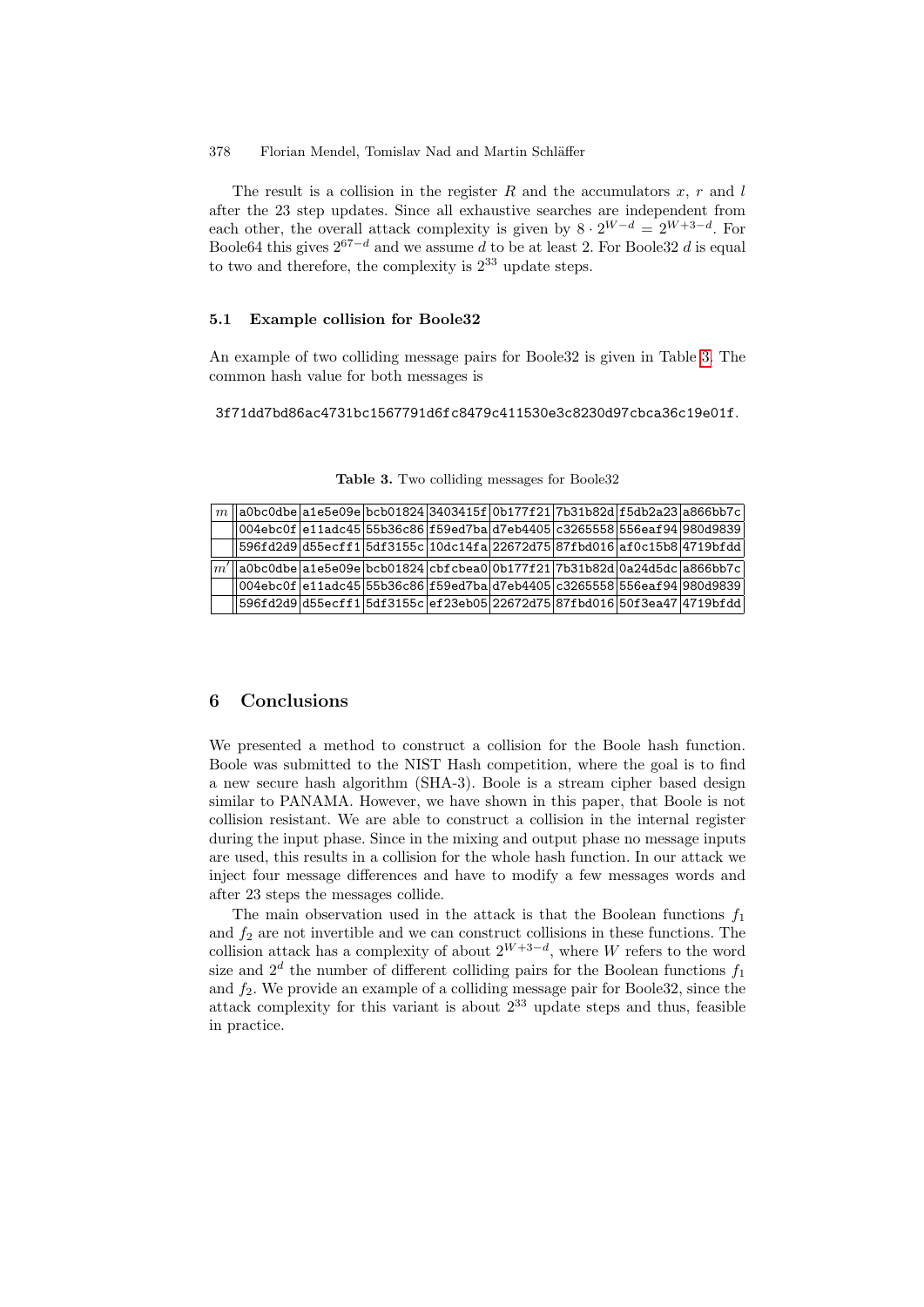The result is a collision in the register $R$ and the accumulators $x$, $r$ and $l$ after the 23 step updates. Since all exhaustive searches are independent from each other, the overall attack complexity is given by $8 \cdot 2^{W-d} = 2^{W+3-d}$. For Boole64 this gives $2^{67-d}$ and we assume $d$ to be at least 2. For Boole32 $d$ is equal to two and therefore, the complexity is $2^{33}$ update steps.

### 5.1 Example collision for Boole32

An example of two colliding message pairs for Boole32 is given in Table 3. The common hash value for both messages is

`3f71dd7bd86ac4731bc1567791d6fc8479c411530e3c8230d97cbca36c19e01f`.

**Table 3.** Two colliding messages for Boole32

| | | | | | | | | |
|---|---|---|---|---|---|---|---|---|
| $m$ | a0bc0dbe | a1e5e09e | bcb01824 | 3403415f | 0b177f21 | 7b31b82d | f5db2a23 | a866bb7c |
| | 004ebc0f | e11adc45 | 55b36c86 | f59ed7ba | d7eb4405 | c3265558 | 556eaf94 | 980d9839 |
| | 596fd2d9 | d55ecff1 | 5df3155c | 10dc14fa | 22672d75 | 87fbd016 | af0c15b8 | 4719bfdd |
| $m'$ | a0bc0dbe | a1e5e09e | bcb01824 | cbfcbea0 | 0b177f21 | 7b31b82d | 0a24d5dc | a866bb7c |
| | 004ebc0f | e11adc45 | 55b36c86 | f59ed7ba | d7eb4405 | c3265558 | 556eaf94 | 980d9839 |
| | 596fd2d9 | d55ecff1 | 5df3155c | ef23eb05 | 22672d75 | 87fbd016 | 50f3ea47 | 4719bfdd |

## 6 Conclusions

We presented a method to construct a collision for the Boole hash function. Boole was submitted to the NIST Hash competition, where the goal is to find a new secure hash algorithm (SHA-3). Boole is a stream cipher based design similar to PANAMA. However, we have shown in this paper, that Boole is not collision resistant. We are able to construct a collision in the internal register during the input phase. Since in the mixing and output phase no message inputs are used, this results in a collision for the whole hash function. In our attack we inject four message differences and have to modify a few messages words and after 23 steps the messages collide.

The main observation used in the attack is that the Boolean functions $f_1$ and $f_2$ are not invertible and we can construct collisions in these functions. The collision attack has a complexity of about $2^{W+3-d}$, where $W$ refers to the word size and $2^d$ the number of different colliding pairs for the Boolean functions $f_1$ and $f_2$. We provide an example of a colliding message pair for Boole32, since the attack complexity for this variant is about $2^{33}$ update steps and thus, feasible in practice.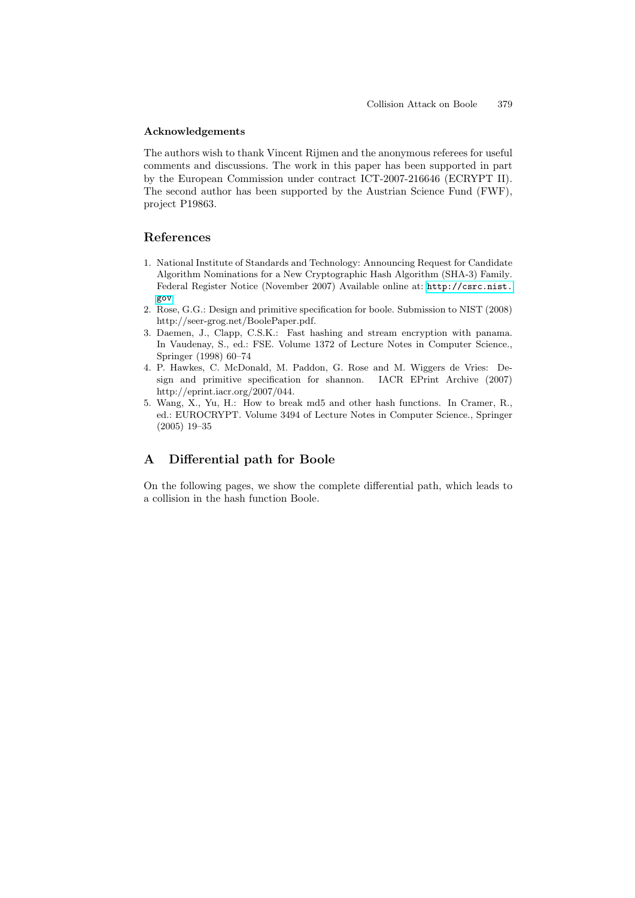### Acknowledgements

The authors wish to thank Vincent Rijmen and the anonymous referees for useful comments and discussions. The work in this paper has been supported in part by the European Commission under contract ICT-2007-216646 (ECRYPT II). The second author has been supported by the Austrian Science Fund (FWF), project P19863.

## References

1. National Institute of Standards and Technology: Announcing Request for Candidate Algorithm Nominations for a New Cryptographic Hash Algorithm (SHA-3) Family. Federal Register Notice (November 2007) Available online at: http://csrc.nist.gov
2. Rose, G.G.: Design and primitive specification for boole. Submission to NIST (2008) http://seer-grog.net/BoolePaper.pdf.
3. Daemen, J., Clapp, C.S.K.: Fast hashing and stream encryption with panama. In Vaudenay, S., ed.: FSE. Volume 1372 of Lecture Notes in Computer Science., Springer (1998) 60–74
4. P. Hawkes, C. McDonald, M. Paddon, G. Rose and M. Wiggers de Vries: Design and primitive specification for shannon. IACR EPrint Archive (2007) http://eprint.iacr.org/2007/044.
5. Wang, X., Yu, H.: How to break md5 and other hash functions. In Cramer, R., ed.: EUROCRYPT. Volume 3494 of Lecture Notes in Computer Science., Springer (2005) 19–35

## A Differential path for Boole

On the following pages, we show the complete differential path, which leads to a collision in the hash function Boole.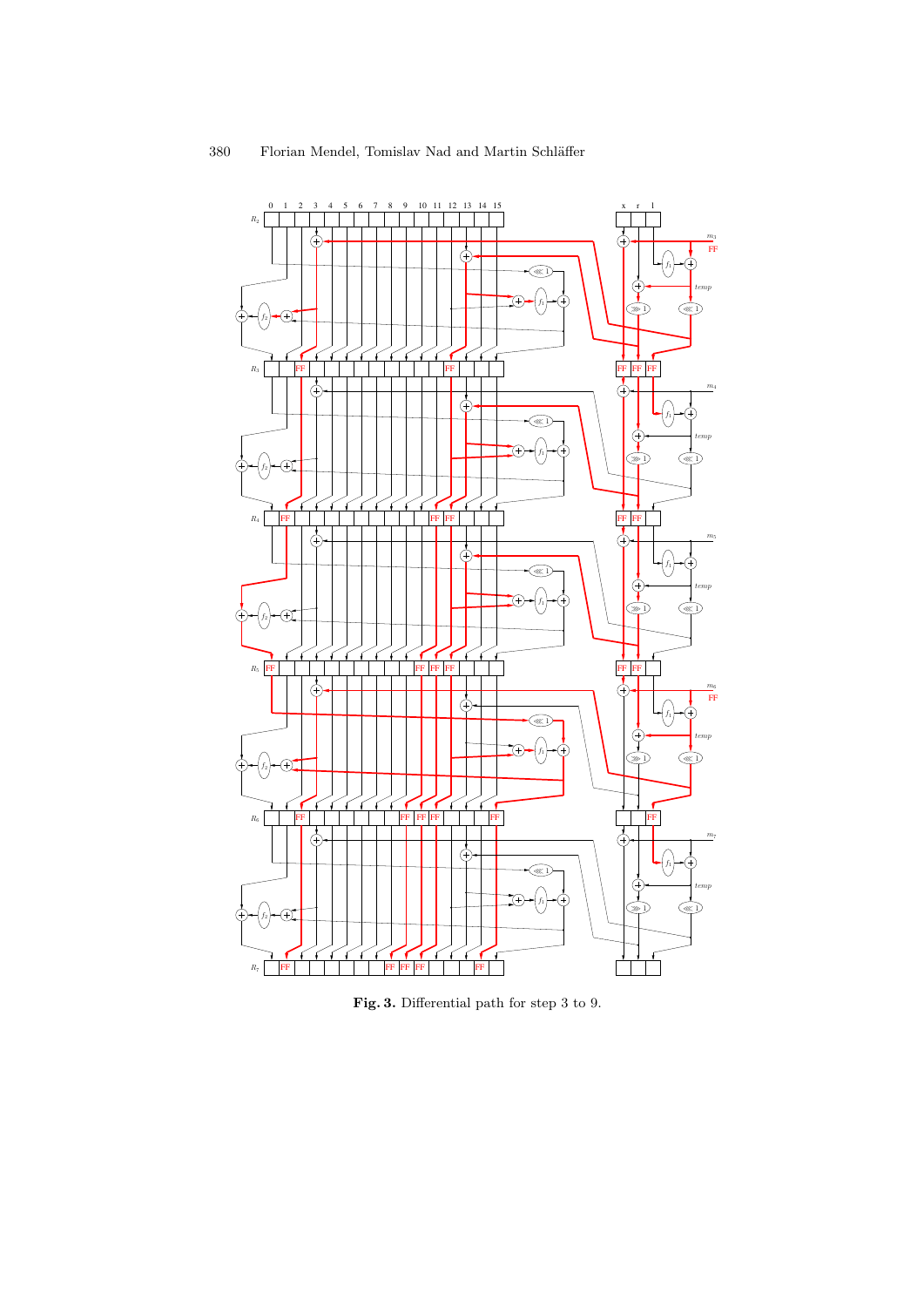**Fig. 3.** Differential path for step 3 to 9.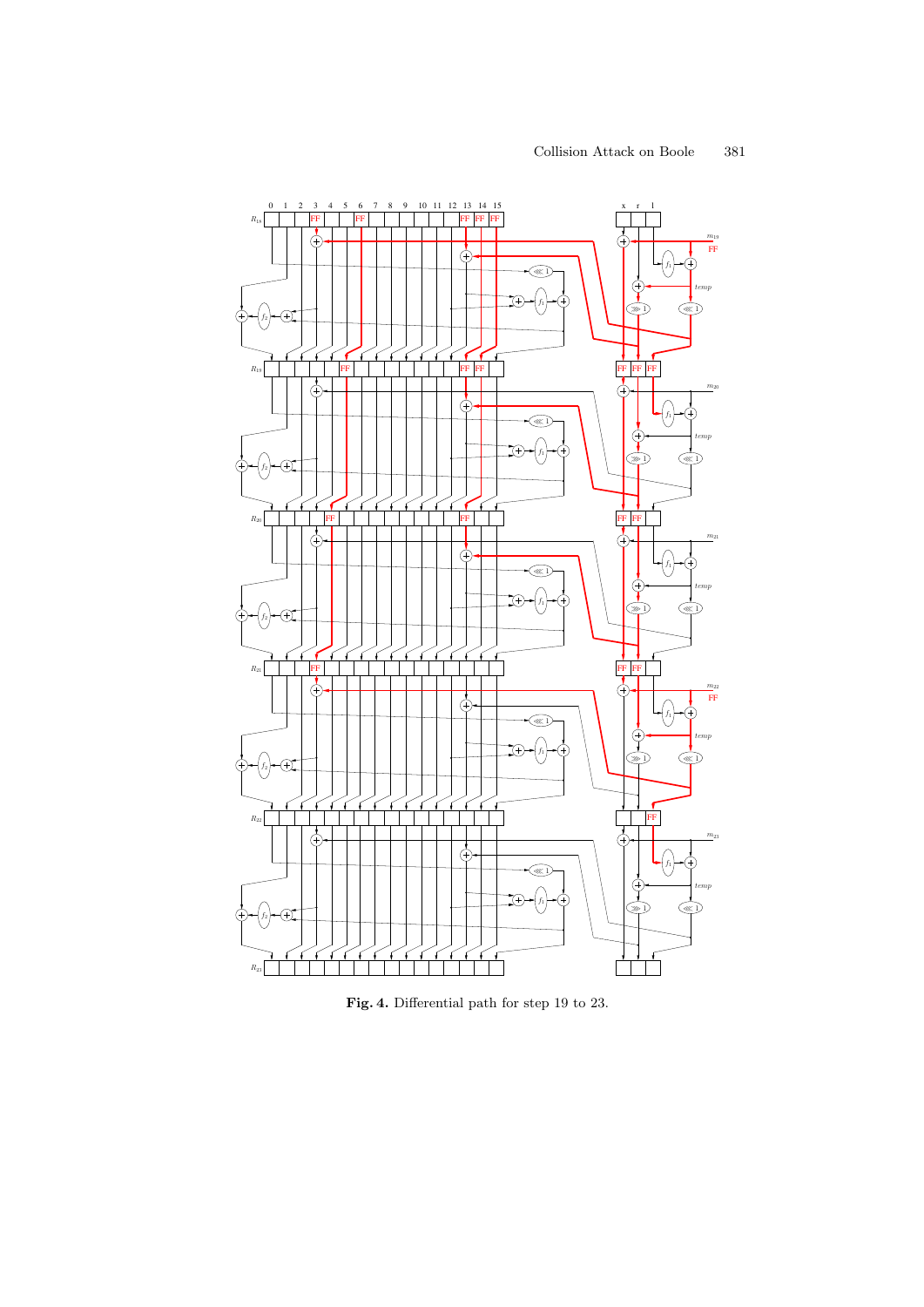**Fig. 4.** Differential path for step 19 to 23.